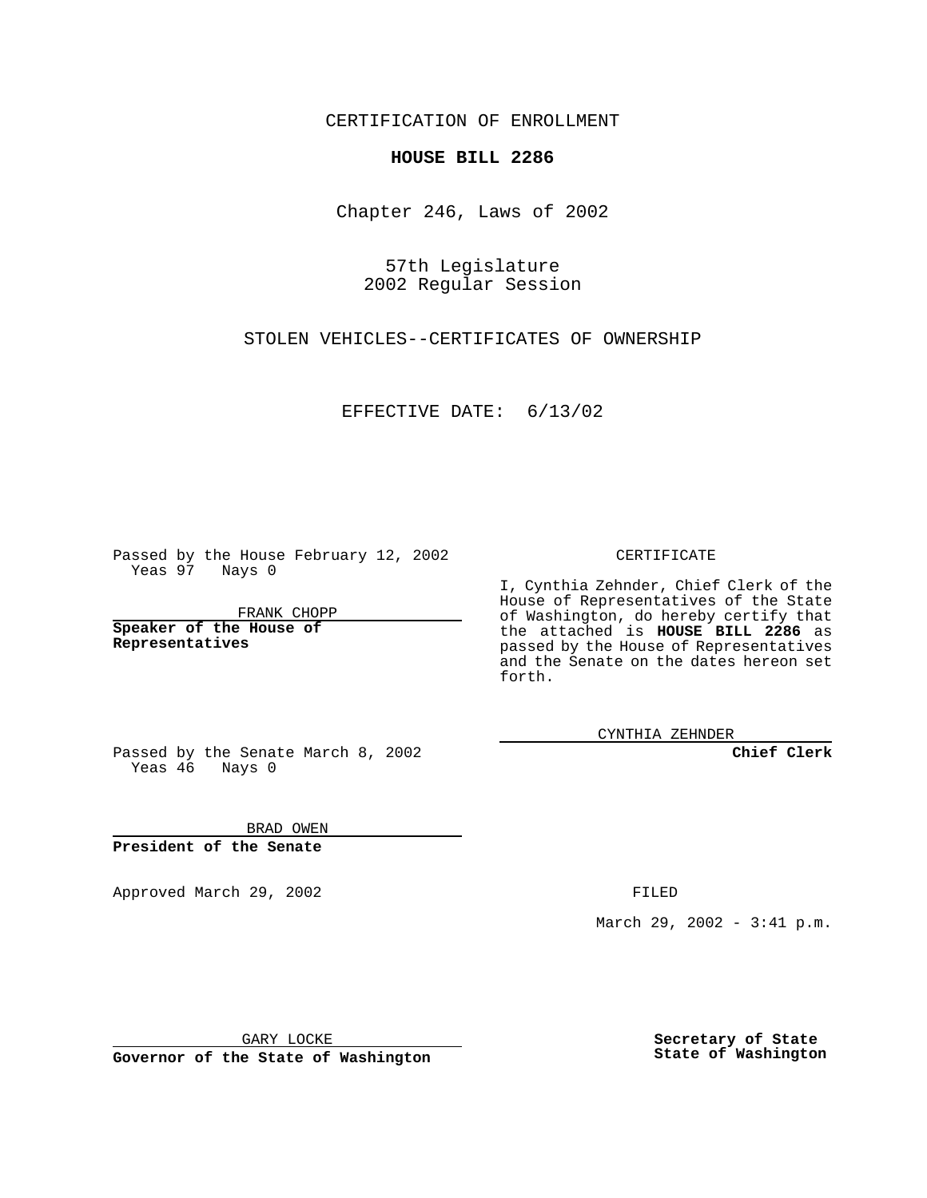CERTIFICATION OF ENROLLMENT

# HOUSE BILL 2286

Chapter 246, Laws of 2002

57th Legislature
2002 Regular Session

STOLEN VEHICLES--CERTIFICATES OF OWNERSHIP

EFFECTIVE DATE: 6/13/02

Passed by the House February 12, 2002
Yeas 97 Nays 0

FRANK CHOPP

**Speaker of the House of Representatives**

Passed by the Senate March 8, 2002
Yeas 46 Nays 0

BRAD OWEN

**President of the Senate**

CERTIFICATE

I, Cynthia Zehnder, Chief Clerk of the House of Representatives of the State of Washington, do hereby certify that the attached is **HOUSE BILL 2286** as passed by the House of Representatives and the Senate on the dates hereon set forth.

CYNTHIA ZEHNDER

**Chief Clerk**

Approved March 29, 2002

FILED

March 29, 2002 - 3:41 p.m.

GARY LOCKE

**Governor of the State of Washington**

**Secretary of State**
**State of Washington**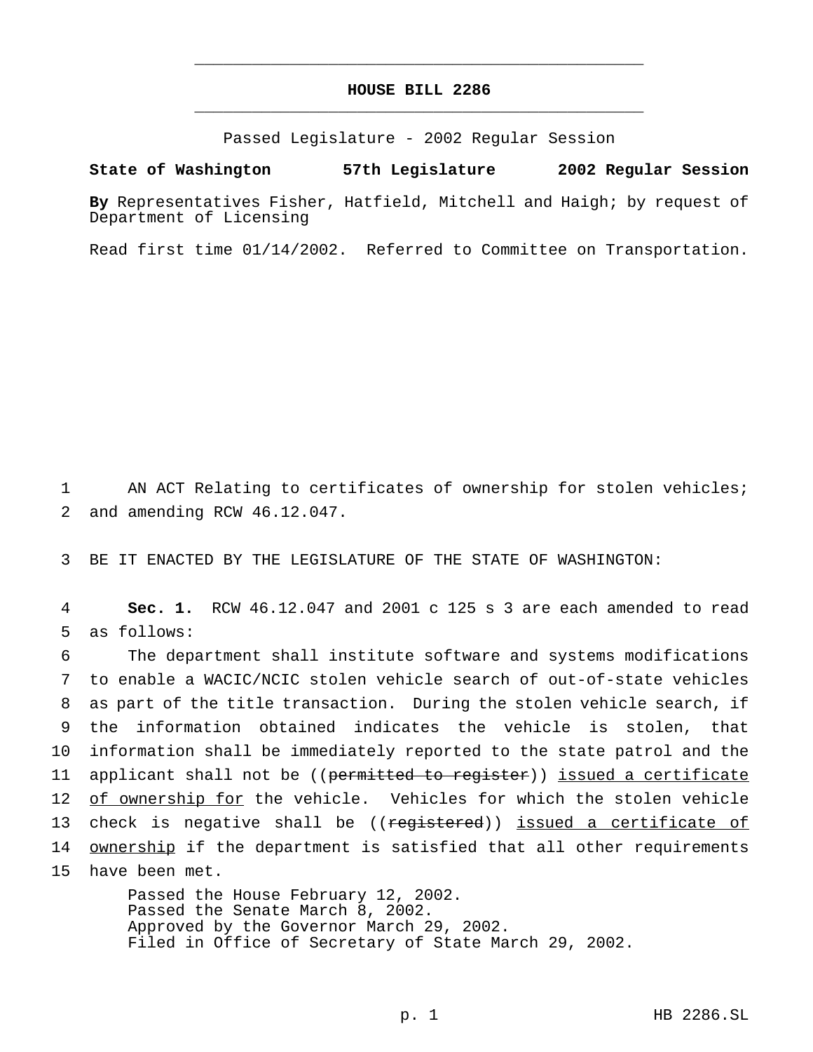# HOUSE BILL 2286

Passed Legislature - 2002 Regular Session

**State of Washington 57th Legislature 2002 Regular Session**

**By** Representatives Fisher, Hatfield, Mitchell and Haigh; by request of Department of Licensing

Read first time 01/14/2002. Referred to Committee on Transportation.

AN ACT Relating to certificates of ownership for stolen vehicles; and amending RCW 46.12.047.

BE IT ENACTED BY THE LEGISLATURE OF THE STATE OF WASHINGTON:

**Sec. 1.** RCW 46.12.047 and 2001 c 125 s 3 are each amended to read as follows:

The department shall institute software and systems modifications to enable a WACIC/NCIC stolen vehicle search of out-of-state vehicles as part of the title transaction. During the stolen vehicle search, if the information obtained indicates the vehicle is stolen, that information shall be immediately reported to the state patrol and the applicant shall not be ((~~permitted to register~~)) <u>issued a certificate of ownership for</u> the vehicle. Vehicles for which the stolen vehicle check is negative shall be ((~~registered~~)) <u>issued a certificate of ownership</u> if the department is satisfied that all other requirements have been met.

Passed the House February 12, 2002.
Passed the Senate March 8, 2002.
Approved by the Governor March 29, 2002.
Filed in Office of Secretary of State March 29, 2002.